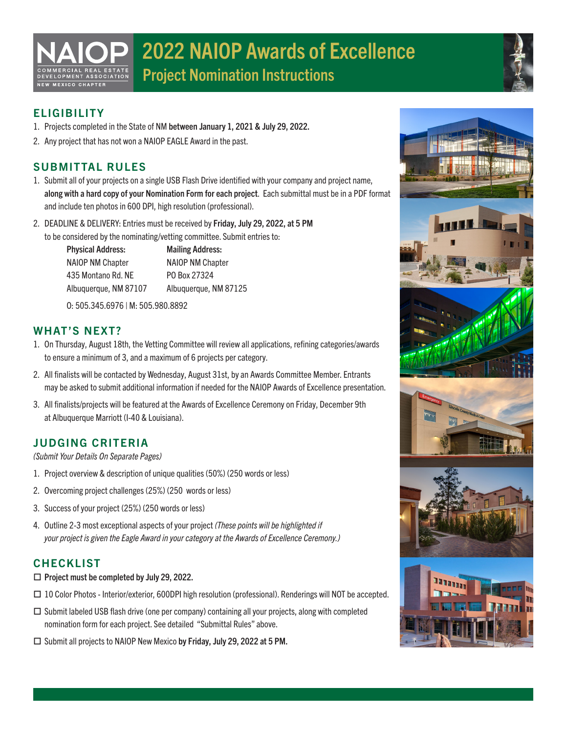# 2022 NAOP Awards of Excellence

## Project Nomination Instructions

NAIOP COMMERCIAL REAL ESTATE DEVELOPMENT ASSOCIATION NEW MEXICO CHAPTER

### ELIGIBILITY

1. Projects completed in the State of NM **between January 1, 2021 & July 29, 2022.**
2. Any project that has not won a NAIOP EAGLE Award in the past.

### SUBMITTAL RULES

1. Submit all of your projects on a single USB Flash Drive identified with your company and project name, **along with a hard copy of your Nomination Form for each project**. Each submittal must be in a PDF format and include ten photos in 600 DPI, high resolution (professional).
2. DEADLINE & DELIVERY: Entries must be received by **Friday, July 29, 2022, at 5 PM** to be considered by the nominating/vetting committee. Submit entries to:

| **Physical Address:** | **Mailing Address:** |
|---|---|
| NAIOP NM Chapter | NAIOP NM Chapter |
| 435 Montano Rd. NE | PO Box 27324 |
| Albuquerque, NM 87107 | Albuquerque, NM 87125 |

O: 505.345.6976 | M: 505.980.8892

### WHAT'S NEXT?

1. On Thursday, August 18th, the Vetting Committee will review all applications, refining categories/awards to ensure a minimum of 3, and a maximum of 6 projects per category.
2. All finalists will be contacted by Wednesday, August 31st, by an Awards Committee Member. Entrants may be asked to submit additional information if needed for the NAIOP Awards of Excellence presentation.
3. All finalists/projects will be featured at the Awards of Excellence Ceremony on Friday, December 9th at Albuquerque Marriott (I-40 & Louisiana).

### JUDGING CRITERIA

*(Submit Your Details On Separate Pages)*

1. Project overview & description of unique qualities (50%) (250 words or less)
2. Overcoming project challenges (25%) (250 words or less)
3. Success of your project (25%) (250 words or less)
4. Outline 2-3 most exceptional aspects of your project *(These points will be highlighted if your project is given the Eagle Award in your category at the Awards of Excellence Ceremony.)*

### CHECKLIST

- ☐ **Project must be completed by July 29, 2022.**
- ☐ 10 Color Photos - Interior/exterior, 600DPI high resolution (professional). Renderings will NOT be accepted.
- ☐ Submit labeled USB flash drive (one per company) containing all your projects, along with completed nomination form for each project. See detailed "Submittal Rules" above.
- ☐ Submit all projects to NAIOP New Mexico **by Friday, July 29, 2022 at 5 PM.**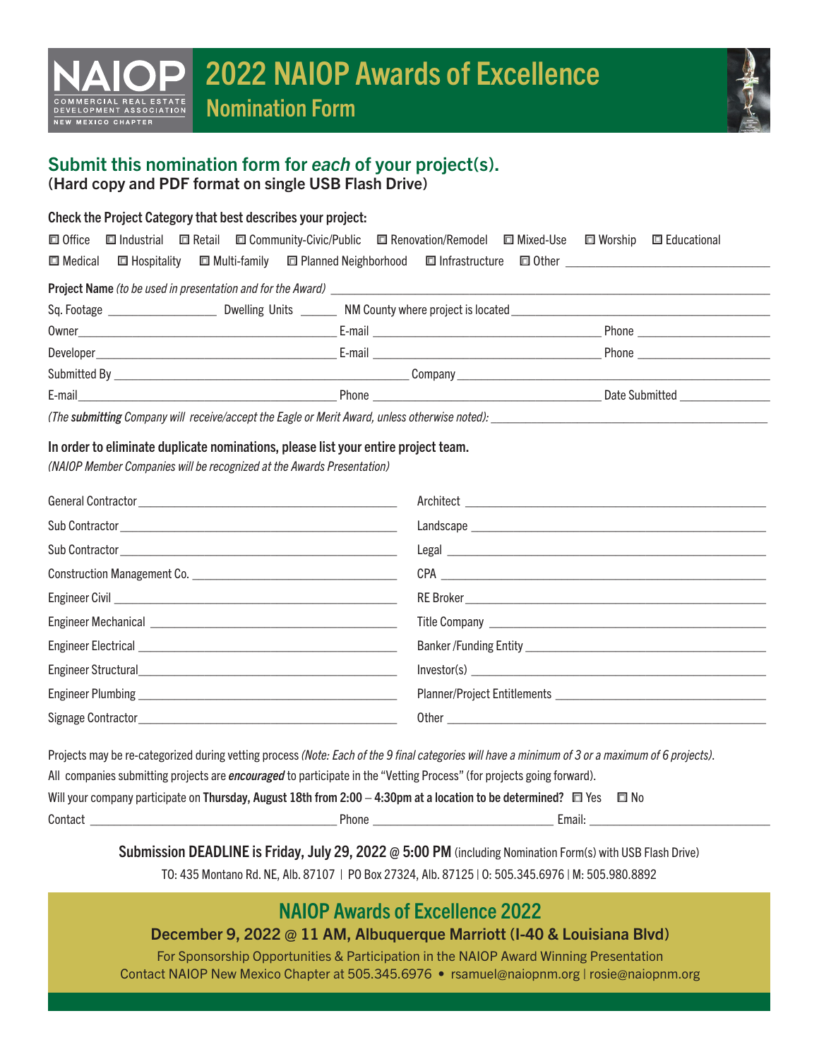NAIOP

COMMERCIAL REAL ESTATE DEVELOPMENT ASSOCIATION

NEW MEXICO CHAPTER

# 2022 NAIOP Awards of Excellence

## Nomination Form

## Submit this nomination form for *each* of your project(s).

**(Hard copy and PDF format on single USB Flash Drive)**

**Check the Project Category that best describes your project:**

☐ Office ☐ Industrial ☐ Retail ☐ Community-Civic/Public ☐ Renovation/Remodel ☐ Mixed-Use ☐ Worship ☐ Educational

☐ Medical ☐ Hospitality ☐ Multi-family ☐ Planned Neighborhood ☐ Infrastructure ☐ Other ____________________

**Project Name** *(to be used in presentation and for the Award)* ____________________

Sq. Footage __________ Dwelling Units ______ NM County where project is located ____________________

Owner____________________ E-mail ____________________ Phone ______________

Developer____________________ E-mail ____________________ Phone ______________

Submitted By ____________________ Company ____________________

E-mail____________________ Phone ____________________ Date Submitted ______________

*(The **submitting** Company will receive/accept the Eagle or Merit Award, unless otherwise noted):* ____________________

**In order to eliminate duplicate nominations, please list your entire project team.**

*(NAIOP Member Companies will be recognized at the Awards Presentation)*

General Contractor ____________________

Sub Contractor ____________________

Sub Contractor ____________________

Construction Management Co. ____________________

Engineer Civil ____________________

Engineer Mechanical ____________________

Engineer Electrical ____________________

Engineer Structural ____________________

Engineer Plumbing ____________________

Signage Contractor ____________________

Architect ____________________

Landscape ____________________

Legal ____________________

CPA ____________________

RE Broker ____________________

Title Company ____________________

Banker /Funding Entity ____________________

Investor(s) ____________________

Planner/Project Entitlements ____________________

Other ____________________

Projects may be re-categorized during vetting process *(Note: Each of the 9 final categories will have a minimum of 3 or a maximum of 6 projects).*

All companies submitting projects are ***encouraged*** to participate in the "Vetting Process" (for projects going forward).

Will your company participate on **Thursday, August 18th from 2:00 – 4:30pm at a location to be determined?** ☐ Yes ☐ No

Contact ____________________ Phone ____________________ Email: ____________________

**Submission DEADLINE is Friday, July 29, 2022 @ 5:00 PM** (including Nomination Form(s) with USB Flash Drive)

TO: 435 Montano Rd. NE, Alb. 87107 | PO Box 27324, Alb. 87125 | O: 505.345.6976 | M: 505.980.8892

## NAIOP Awards of Excellence 2022

**December 9, 2022 @ 11 AM, Albuquerque Marriott (I-40 & Louisiana Blvd)**

For Sponsorship Opportunities & Participation in the NAIOP Award Winning Presentation

Contact NAIOP New Mexico Chapter at 505.345.6976 • rsamuel@naiopnm.org | rosie@naiopnm.org